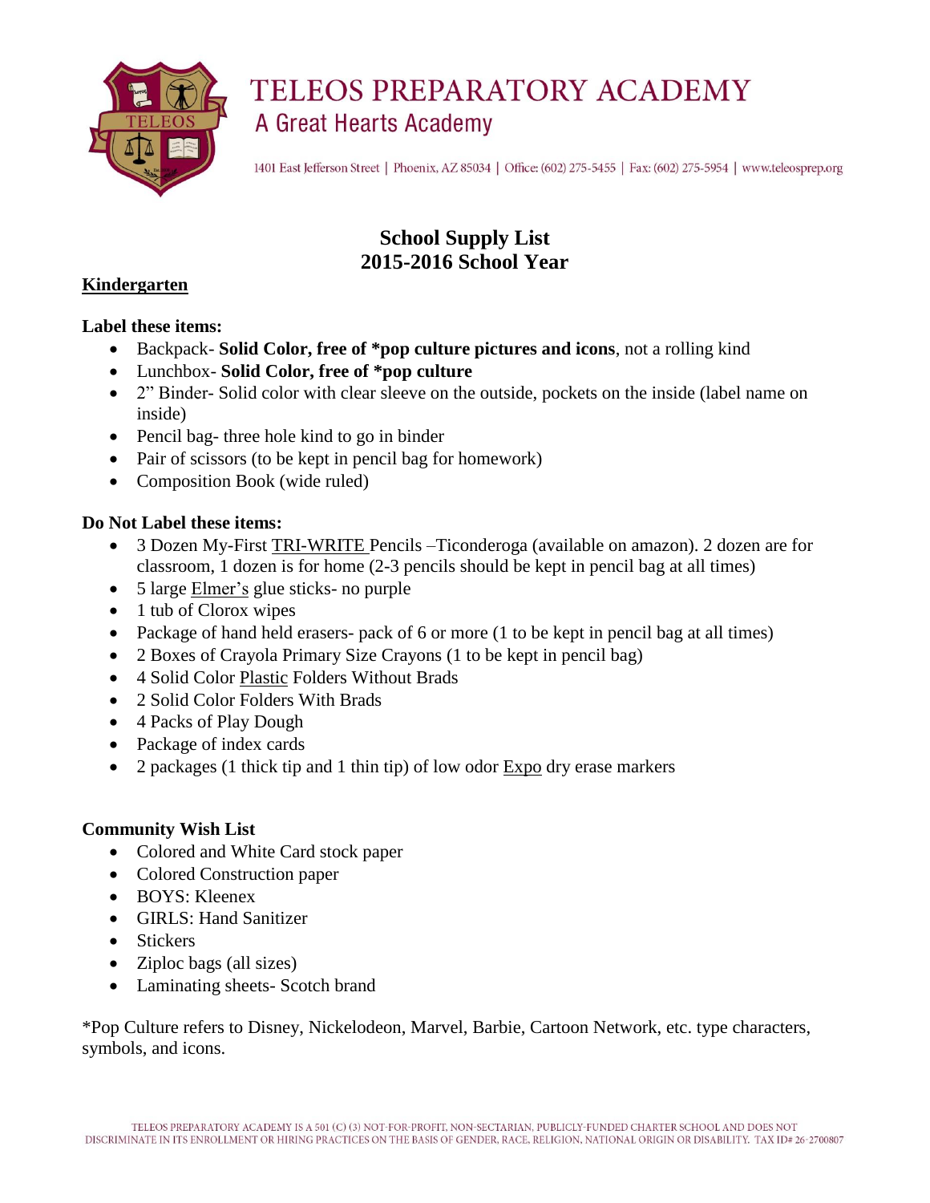# TELEOS PREPARATORY ACADEMY

A Great Hearts Academy

1401 East Jefferson Street | Phoenix, AZ 85034 | Office: (602) 275-5455 | Fax: (602) 275-5954 | www.teleosprep.org

## School Supply List
## 2015-2016 School Year

**Kindergarten**

**Label these items:**

- Backpack- **Solid Color, free of *pop culture pictures and icons**, not a rolling kind
- Lunchbox- **Solid Color, free of *pop culture**
- 2" Binder- Solid color with clear sleeve on the outside, pockets on the inside (label name on inside)
- Pencil bag- three hole kind to go in binder
- Pair of scissors (to be kept in pencil bag for homework)
- Composition Book (wide ruled)

**Do Not Label these items:**

- 3 Dozen My-First TRI-WRITE Pencils –Ticonderoga (available on amazon). 2 dozen are for classroom, 1 dozen is for home (2-3 pencils should be kept in pencil bag at all times)
- 5 large Elmer's glue sticks- no purple
- 1 tub of Clorox wipes
- Package of hand held erasers- pack of 6 or more (1 to be kept in pencil bag at all times)
- 2 Boxes of Crayola Primary Size Crayons (1 to be kept in pencil bag)
- 4 Solid Color Plastic Folders Without Brads
- 2 Solid Color Folders With Brads
- 4 Packs of Play Dough
- Package of index cards
- 2 packages (1 thick tip and 1 thin tip) of low odor Expo dry erase markers

**Community Wish List**

- Colored and White Card stock paper
- Colored Construction paper
- BOYS: Kleenex
- GIRLS: Hand Sanitizer
- Stickers
- Ziploc bags (all sizes)
- Laminating sheets- Scotch brand

*Pop Culture refers to Disney, Nickelodeon, Marvel, Barbie, Cartoon Network, etc. type characters, symbols, and icons.

TELEOS PREPARATORY ACADEMY IS A 501 (C) (3) NOT-FOR-PROFIT, NON-SECTARIAN, PUBLICLY-FUNDED CHARTER SCHOOL AND DOES NOT DISCRIMINATE IN ITS ENROLLMENT OR HIRING PRACTICES ON THE BASIS OF GENDER, RACE, RELIGION, NATIONAL ORIGIN OR DISABILITY. TAX ID# 26-2700807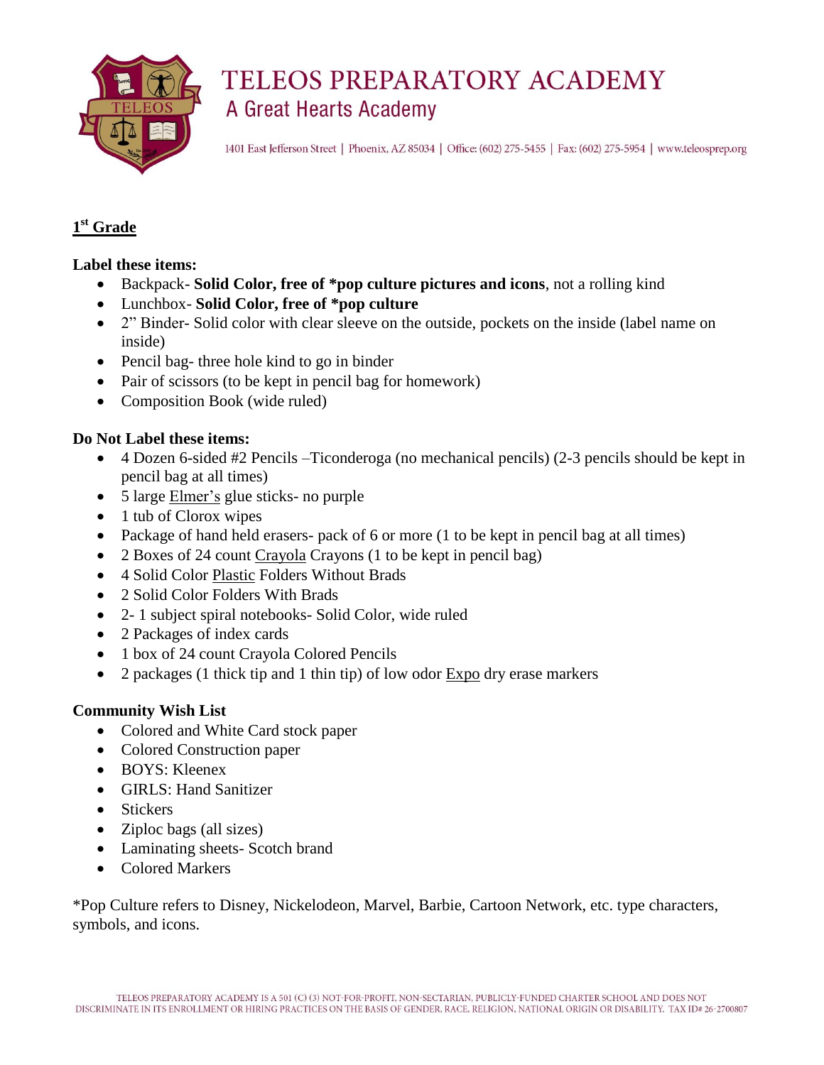# TELEOS PREPARATORY ACADEMY

## A Great Hearts Academy

1401 East Jefferson Street | Phoenix, AZ 85034 | Office: (602) 275-5455 | Fax: (602) 275-5954 | www.teleosprep.org

## 1st Grade

**Label these items:**

- Backpack- **Solid Color, free of *pop culture pictures and icons**, not a rolling kind
- Lunchbox- **Solid Color, free of *pop culture**
- 2" Binder- Solid color with clear sleeve on the outside, pockets on the inside (label name on inside)
- Pencil bag- three hole kind to go in binder
- Pair of scissors (to be kept in pencil bag for homework)
- Composition Book (wide ruled)

**Do Not Label these items:**

- 4 Dozen 6-sided #2 Pencils –Ticonderoga (no mechanical pencils) (2-3 pencils should be kept in pencil bag at all times)
- 5 large Elmer's glue sticks- no purple
- 1 tub of Clorox wipes
- Package of hand held erasers- pack of 6 or more (1 to be kept in pencil bag at all times)
- 2 Boxes of 24 count Crayola Crayons (1 to be kept in pencil bag)
- 4 Solid Color Plastic Folders Without Brads
- 2 Solid Color Folders With Brads
- 2- 1 subject spiral notebooks- Solid Color, wide ruled
- 2 Packages of index cards
- 1 box of 24 count Crayola Colored Pencils
- 2 packages (1 thick tip and 1 thin tip) of low odor Expo dry erase markers

**Community Wish List**

- Colored and White Card stock paper
- Colored Construction paper
- BOYS: Kleenex
- GIRLS: Hand Sanitizer
- Stickers
- Ziploc bags (all sizes)
- Laminating sheets- Scotch brand
- Colored Markers

*Pop Culture refers to Disney, Nickelodeon, Marvel, Barbie, Cartoon Network, etc. type characters, symbols, and icons.

TELEOS PREPARATORY ACADEMY IS A 501 (C) (3) NOT-FOR-PROFIT, NON-SECTARIAN, PUBLICLY-FUNDED CHARTER SCHOOL AND DOES NOT DISCRIMINATE IN ITS ENROLLMENT OR HIRING PRACTICES ON THE BASIS OF GENDER, RACE, RELIGION, NATIONAL ORIGIN OR DISABILITY. TAX ID# 26-2700807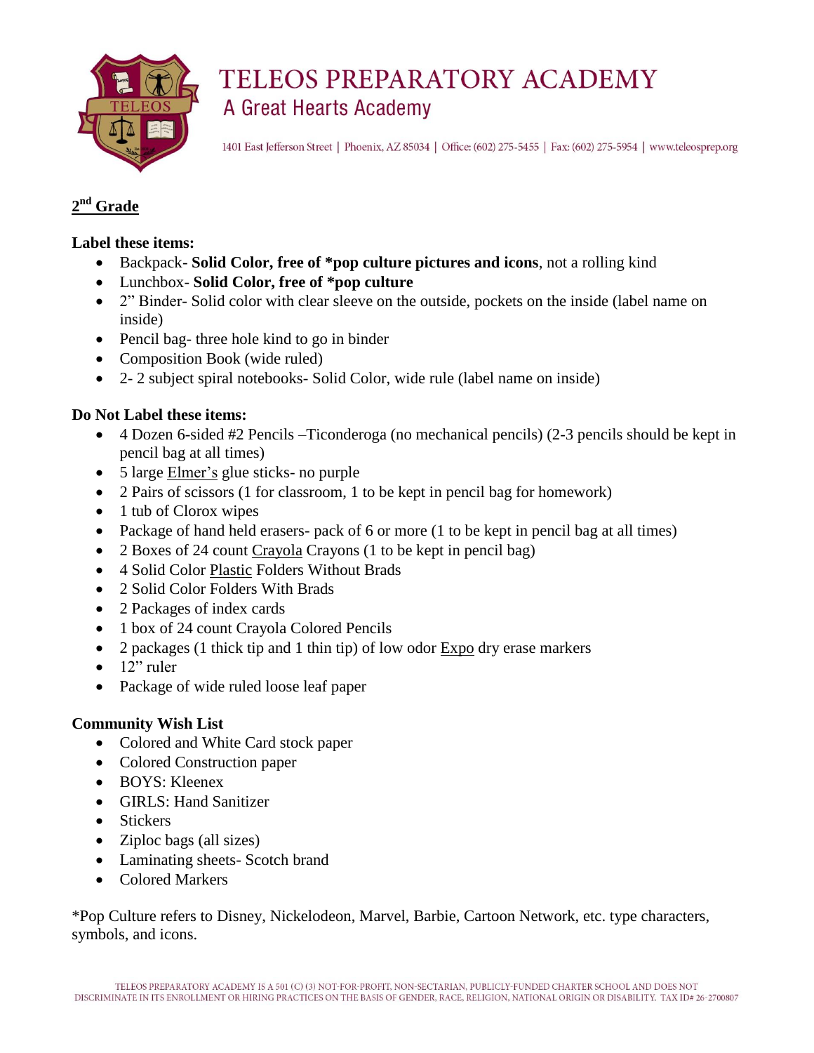# TELEOS PREPARATORY ACADEMY
## A Great Hearts Academy

1401 East Jefferson Street | Phoenix, AZ 85034 | Office: (602) 275-5455 | Fax: (602) 275-5954 | www.teleosprep.org

**2nd Grade**

**Label these items:**

- Backpack- **Solid Color, free of *pop culture pictures and icons**, not a rolling kind
- Lunchbox- **Solid Color, free of *pop culture**
- 2" Binder- Solid color with clear sleeve on the outside, pockets on the inside (label name on inside)
- Pencil bag- three hole kind to go in binder
- Composition Book (wide ruled)
- 2- 2 subject spiral notebooks- Solid Color, wide rule (label name on inside)

**Do Not Label these items:**

- 4 Dozen 6-sided #2 Pencils –Ticonderoga (no mechanical pencils) (2-3 pencils should be kept in pencil bag at all times)
- 5 large Elmer's glue sticks- no purple
- 2 Pairs of scissors (1 for classroom, 1 to be kept in pencil bag for homework)
- 1 tub of Clorox wipes
- Package of hand held erasers- pack of 6 or more (1 to be kept in pencil bag at all times)
- 2 Boxes of 24 count Crayola Crayons (1 to be kept in pencil bag)
- 4 Solid Color Plastic Folders Without Brads
- 2 Solid Color Folders With Brads
- 2 Packages of index cards
- 1 box of 24 count Crayola Colored Pencils
- 2 packages (1 thick tip and 1 thin tip) of low odor Expo dry erase markers
- 12" ruler
- Package of wide ruled loose leaf paper

**Community Wish List**

- Colored and White Card stock paper
- Colored Construction paper
- BOYS: Kleenex
- GIRLS: Hand Sanitizer
- Stickers
- Ziploc bags (all sizes)
- Laminating sheets- Scotch brand
- Colored Markers

*Pop Culture refers to Disney, Nickelodeon, Marvel, Barbie, Cartoon Network, etc. type characters, symbols, and icons.

TELEOS PREPARATORY ACADEMY IS A 501 (C) (3) NOT-FOR-PROFIT, NON-SECTARIAN, PUBLICLY-FUNDED CHARTER SCHOOL AND DOES NOT DISCRIMINATE IN ITS ENROLLMENT OR HIRING PRACTICES ON THE BASIS OF GENDER, RACE, RELIGION, NATIONAL ORIGIN OR DISABILITY. TAX ID# 26-2700807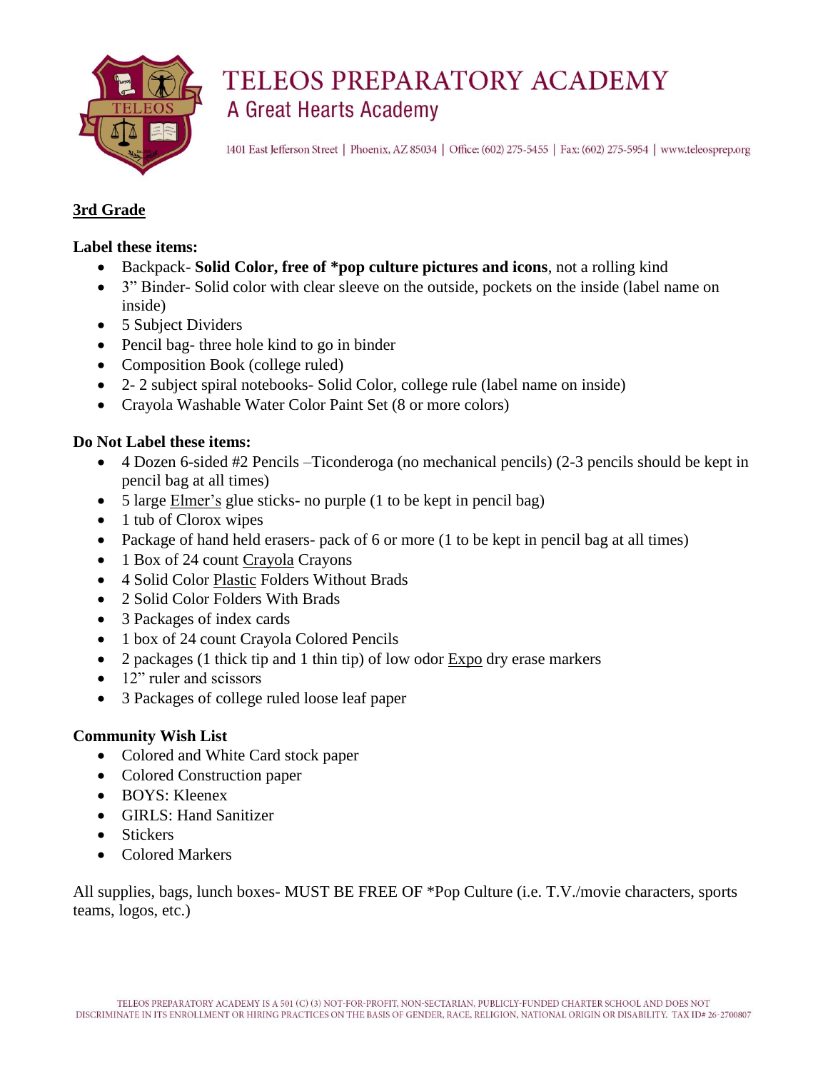# TELEOS PREPARATORY ACADEMY

## A Great Hearts Academy

1401 East Jefferson Street | Phoenix, AZ 85034 | Office: (602) 275-5455 | Fax: (602) 275-5954 | www.teleosprep.org

**3rd Grade**

**Label these items:**

- Backpack- **Solid Color, free of *pop culture pictures and icons**, not a rolling kind
- 3" Binder- Solid color with clear sleeve on the outside, pockets on the inside (label name on inside)
- 5 Subject Dividers
- Pencil bag- three hole kind to go in binder
- Composition Book (college ruled)
- 2- 2 subject spiral notebooks- Solid Color, college rule (label name on inside)
- Crayola Washable Water Color Paint Set (8 or more colors)

**Do Not Label these items:**

- 4 Dozen 6-sided #2 Pencils –Ticonderoga (no mechanical pencils) (2-3 pencils should be kept in pencil bag at all times)
- 5 large Elmer's glue sticks- no purple (1 to be kept in pencil bag)
- 1 tub of Clorox wipes
- Package of hand held erasers- pack of 6 or more (1 to be kept in pencil bag at all times)
- 1 Box of 24 count Crayola Crayons
- 4 Solid Color Plastic Folders Without Brads
- 2 Solid Color Folders With Brads
- 3 Packages of index cards
- 1 box of 24 count Crayola Colored Pencils
- 2 packages (1 thick tip and 1 thin tip) of low odor Expo dry erase markers
- 12" ruler and scissors
- 3 Packages of college ruled loose leaf paper

**Community Wish List**

- Colored and White Card stock paper
- Colored Construction paper
- BOYS: Kleenex
- GIRLS: Hand Sanitizer
- Stickers
- Colored Markers

All supplies, bags, lunch boxes- MUST BE FREE OF *Pop Culture (i.e. T.V./movie characters, sports teams, logos, etc.)

TELEOS PREPARATORY ACADEMY IS A 501 (C) (3) NOT-FOR-PROFIT, NON-SECTARIAN, PUBLICLY-FUNDED CHARTER SCHOOL AND DOES NOT DISCRIMINATE IN ITS ENROLLMENT OR HIRING PRACTICES ON THE BASIS OF GENDER, RACE, RELIGION, NATIONAL ORIGIN OR DISABILITY. TAX ID# 26-2700807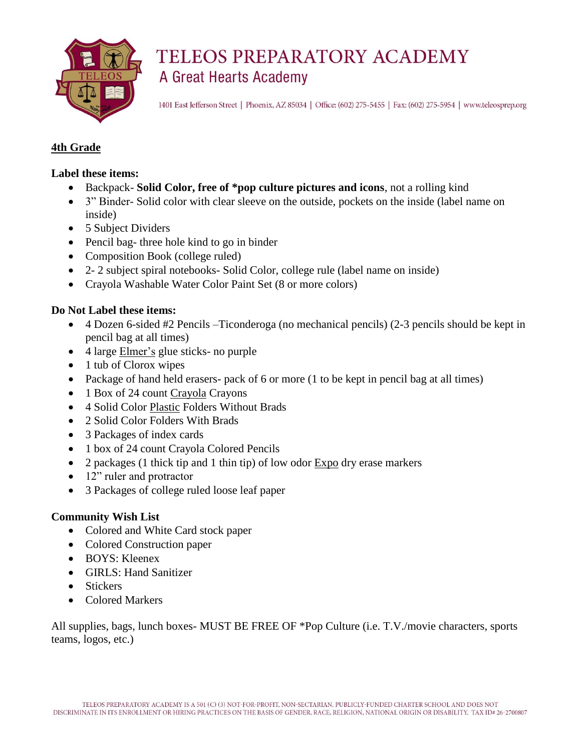# TELEOS PREPARATORY ACADEMY

## A Great Hearts Academy

1401 East Jefferson Street | Phoenix, AZ 85034 | Office: (602) 275-5455 | Fax: (602) 275-5954 | www.teleosprep.org

## 4th Grade

**Label these items:**

- Backpack- **Solid Color, free of *pop culture pictures and icons**, not a rolling kind
- 3" Binder- Solid color with clear sleeve on the outside, pockets on the inside (label name on inside)
- 5 Subject Dividers
- Pencil bag- three hole kind to go in binder
- Composition Book (college ruled)
- 2- 2 subject spiral notebooks- Solid Color, college rule (label name on inside)
- Crayola Washable Water Color Paint Set (8 or more colors)

**Do Not Label these items:**

- 4 Dozen 6-sided #2 Pencils –Ticonderoga (no mechanical pencils) (2-3 pencils should be kept in pencil bag at all times)
- 4 large Elmer's glue sticks- no purple
- 1 tub of Clorox wipes
- Package of hand held erasers- pack of 6 or more (1 to be kept in pencil bag at all times)
- 1 Box of 24 count Crayola Crayons
- 4 Solid Color Plastic Folders Without Brads
- 2 Solid Color Folders With Brads
- 3 Packages of index cards
- 1 box of 24 count Crayola Colored Pencils
- 2 packages (1 thick tip and 1 thin tip) of low odor Expo dry erase markers
- 12" ruler and protractor
- 3 Packages of college ruled loose leaf paper

**Community Wish List**

- Colored and White Card stock paper
- Colored Construction paper
- BOYS: Kleenex
- GIRLS: Hand Sanitizer
- Stickers
- Colored Markers

All supplies, bags, lunch boxes- MUST BE FREE OF *Pop Culture (i.e. T.V./movie characters, sports teams, logos, etc.)

TELEOS PREPARATORY ACADEMY IS A 501 (C) (3) NOT-FOR-PROFIT, NON-SECTARIAN, PUBLICLY-FUNDED CHARTER SCHOOL AND DOES NOT DISCRIMINATE IN ITS ENROLLMENT OR HIRING PRACTICES ON THE BASIS OF GENDER, RACE, RELIGION, NATIONAL ORIGIN OR DISABILITY. TAX ID# 26-2700807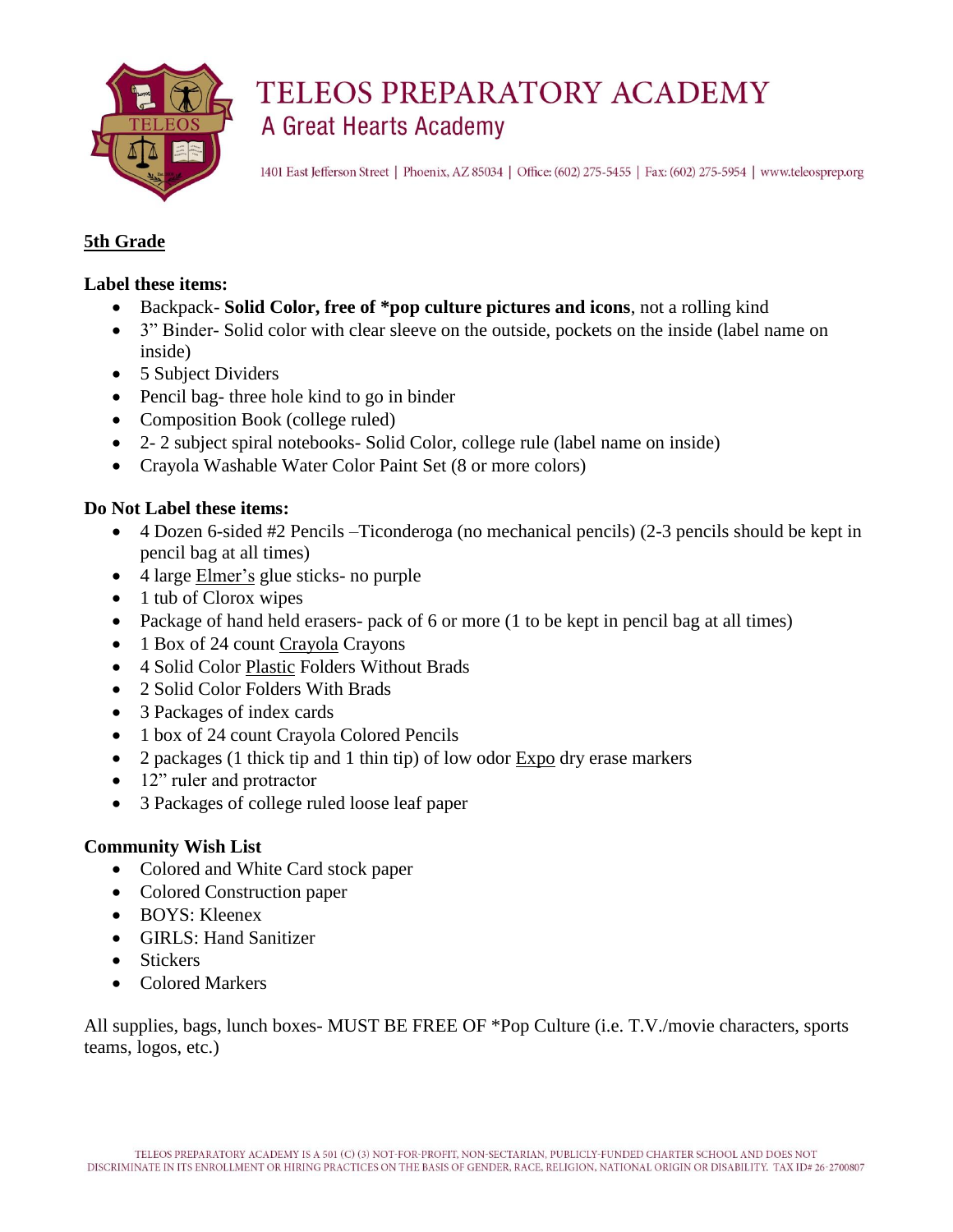# TELEOS PREPARATORY ACADEMY

## A Great Hearts Academy

1401 East Jefferson Street | Phoenix, AZ 85034 | Office: (602) 275-5455 | Fax: (602) 275-5954 | www.teleosprep.org

## 5th Grade

**Label these items:**

- Backpack- **Solid Color, free of *pop culture pictures and icons**, not a rolling kind
- 3" Binder- Solid color with clear sleeve on the outside, pockets on the inside (label name on inside)
- 5 Subject Dividers
- Pencil bag- three hole kind to go in binder
- Composition Book (college ruled)
- 2- 2 subject spiral notebooks- Solid Color, college rule (label name on inside)
- Crayola Washable Water Color Paint Set (8 or more colors)

**Do Not Label these items:**

- 4 Dozen 6-sided #2 Pencils –Ticonderoga (no mechanical pencils) (2-3 pencils should be kept in pencil bag at all times)
- 4 large Elmer's glue sticks- no purple
- 1 tub of Clorox wipes
- Package of hand held erasers- pack of 6 or more (1 to be kept in pencil bag at all times)
- 1 Box of 24 count Crayola Crayons
- 4 Solid Color Plastic Folders Without Brads
- 2 Solid Color Folders With Brads
- 3 Packages of index cards
- 1 box of 24 count Crayola Colored Pencils
- 2 packages (1 thick tip and 1 thin tip) of low odor Expo dry erase markers
- 12" ruler and protractor
- 3 Packages of college ruled loose leaf paper

**Community Wish List**

- Colored and White Card stock paper
- Colored Construction paper
- BOYS: Kleenex
- GIRLS: Hand Sanitizer
- Stickers
- Colored Markers

All supplies, bags, lunch boxes- MUST BE FREE OF *Pop Culture (i.e. T.V./movie characters, sports teams, logos, etc.)

TELEOS PREPARATORY ACADEMY IS A 501 (C) (3) NOT-FOR-PROFIT, NON-SECTARIAN, PUBLICLY-FUNDED CHARTER SCHOOL AND DOES NOT DISCRIMINATE IN ITS ENROLLMENT OR HIRING PRACTICES ON THE BASIS OF GENDER, RACE, RELIGION, NATIONAL ORIGIN OR DISABILITY. TAX ID# 26-2700807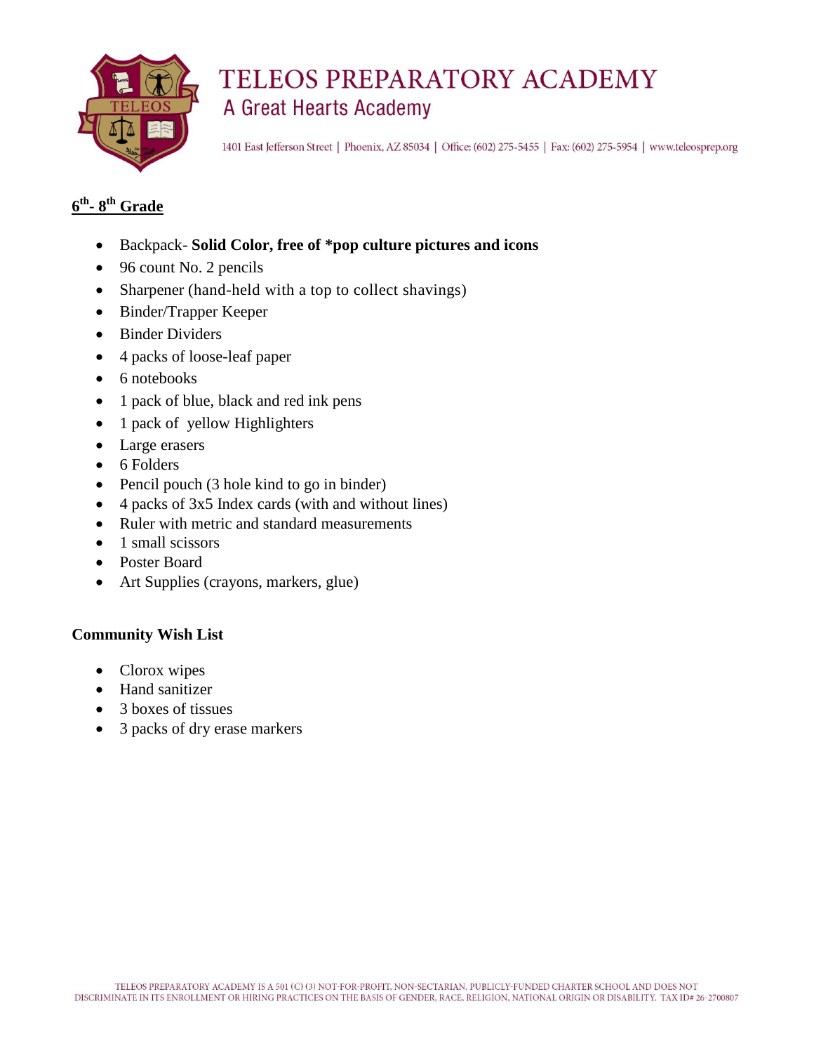# TELEOS PREPARATORY ACADEMY

## A Great Hearts Academy

1401 East Jefferson Street | Phoenix, AZ 85034 | Office: (602) 275-5455 | Fax: (602) 275-5954 | www.teleosprep.org

## 6th- 8th Grade

- Backpack- **Solid Color, free of *pop culture pictures and icons**
- 96 count No. 2 pencils
- Sharpener (hand-held with a top to collect shavings)
- Binder/Trapper Keeper
- Binder Dividers
- 4 packs of loose-leaf paper
- 6 notebooks
- 1 pack of blue, black and red ink pens
- 1 pack of yellow Highlighters
- Large erasers
- 6 Folders
- Pencil pouch (3 hole kind to go in binder)
- 4 packs of 3x5 Index cards (with and without lines)
- Ruler with metric and standard measurements
- 1 small scissors
- Poster Board
- Art Supplies (crayons, markers, glue)

### Community Wish List

- Clorox wipes
- Hand sanitizer
- 3 boxes of tissues
- 3 packs of dry erase markers

TELEOS PREPARATORY ACADEMY IS A 501 (C) (3) NOT-FOR-PROFIT, NON-SECTARIAN, PUBLICLY-FUNDED CHARTER SCHOOL AND DOES NOT DISCRIMINATE IN ITS ENROLLMENT OR HIRING PRACTICES ON THE BASIS OF GENDER, RACE, RELIGION, NATIONAL ORIGIN OR DISABILITY. TAX ID# 26-2700807